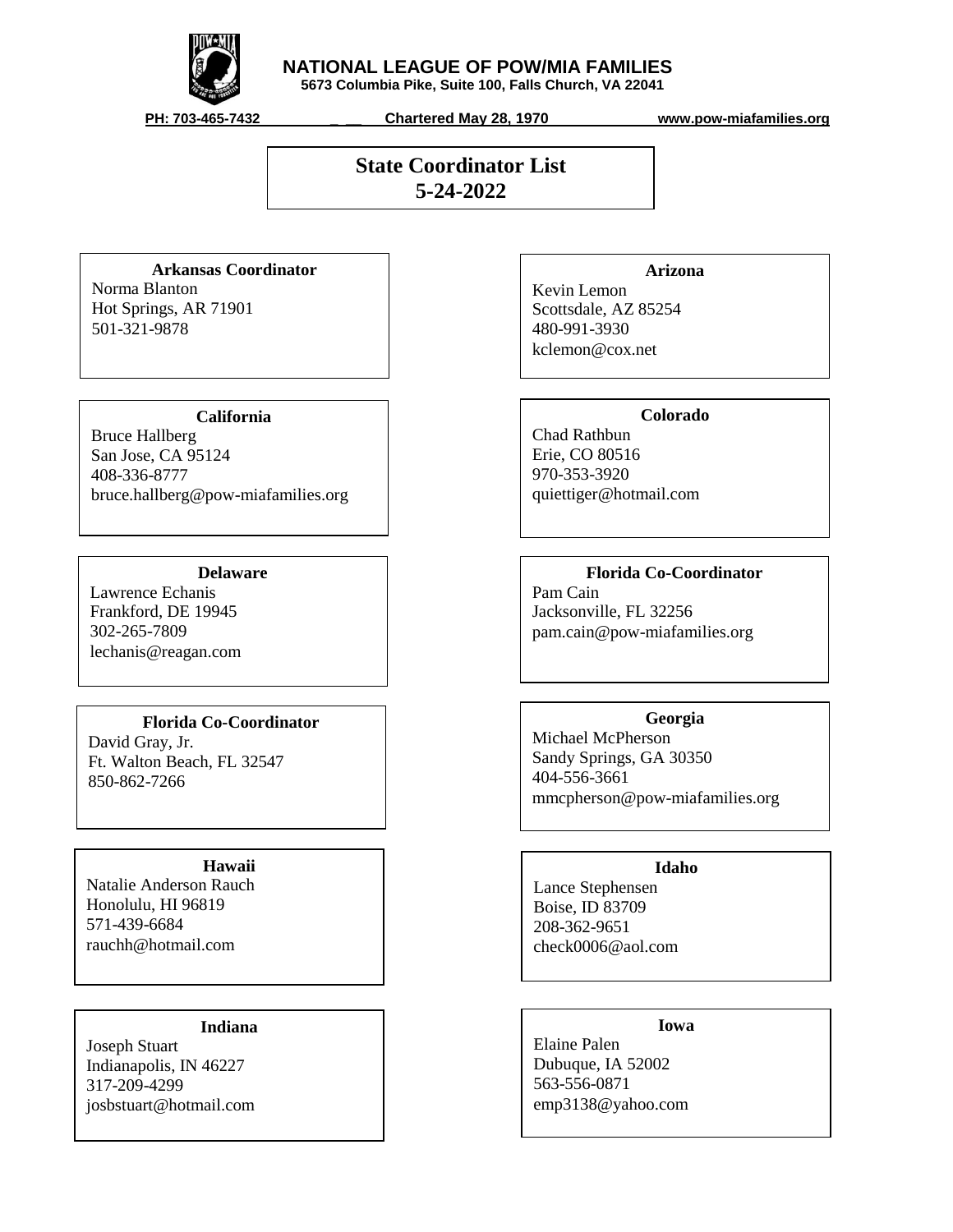# NATIONAL LEAGUE OF POW/MIA FAMILIES

5673 Columbia Pike, Suite 100, Falls Church, VA 22041

PH: 703-465-7432 _ __ Chartered May 28, 1970 www.pow-miafamilies.org

## State Coordinator List
## 5-24-2022

**Arkansas Coordinator**
Norma Blanton
Hot Springs, AR 71901
501-321-9878

**Arizona**
Kevin Lemon
Scottsdale, AZ 85254
480-991-3930
kclemon@cox.net

**California**
Bruce Hallberg
San Jose, CA 95124
408-336-8777
bruce.hallberg@pow-miafamilies.org

**Colorado**
Chad Rathbun
Erie, CO 80516
970-353-3920
quiettiger@hotmail.com

**Delaware**
Lawrence Echanis
Frankford, DE 19945
302-265-7809
lechanis@reagan.com

**Florida Co-Coordinator**
Pam Cain
Jacksonville, FL 32256
pam.cain@pow-miafamilies.org

**Florida Co-Coordinator**
David Gray, Jr.
Ft. Walton Beach, FL 32547
850-862-7266

**Georgia**
Michael McPherson
Sandy Springs, GA 30350
404-556-3661
mmcpherson@pow-miafamilies.org

**Hawaii**
Natalie Anderson Rauch
Honolulu, HI 96819
571-439-6684
rauchh@hotmail.com

**Idaho**
Lance Stephensen
Boise, ID 83709
208-362-9651
check0006@aol.com

**Indiana**
Joseph Stuart
Indianapolis, IN 46227
317-209-4299
josbstuart@hotmail.com

**Iowa**
Elaine Palen
Dubuque, IA 52002
563-556-0871
emp3138@yahoo.com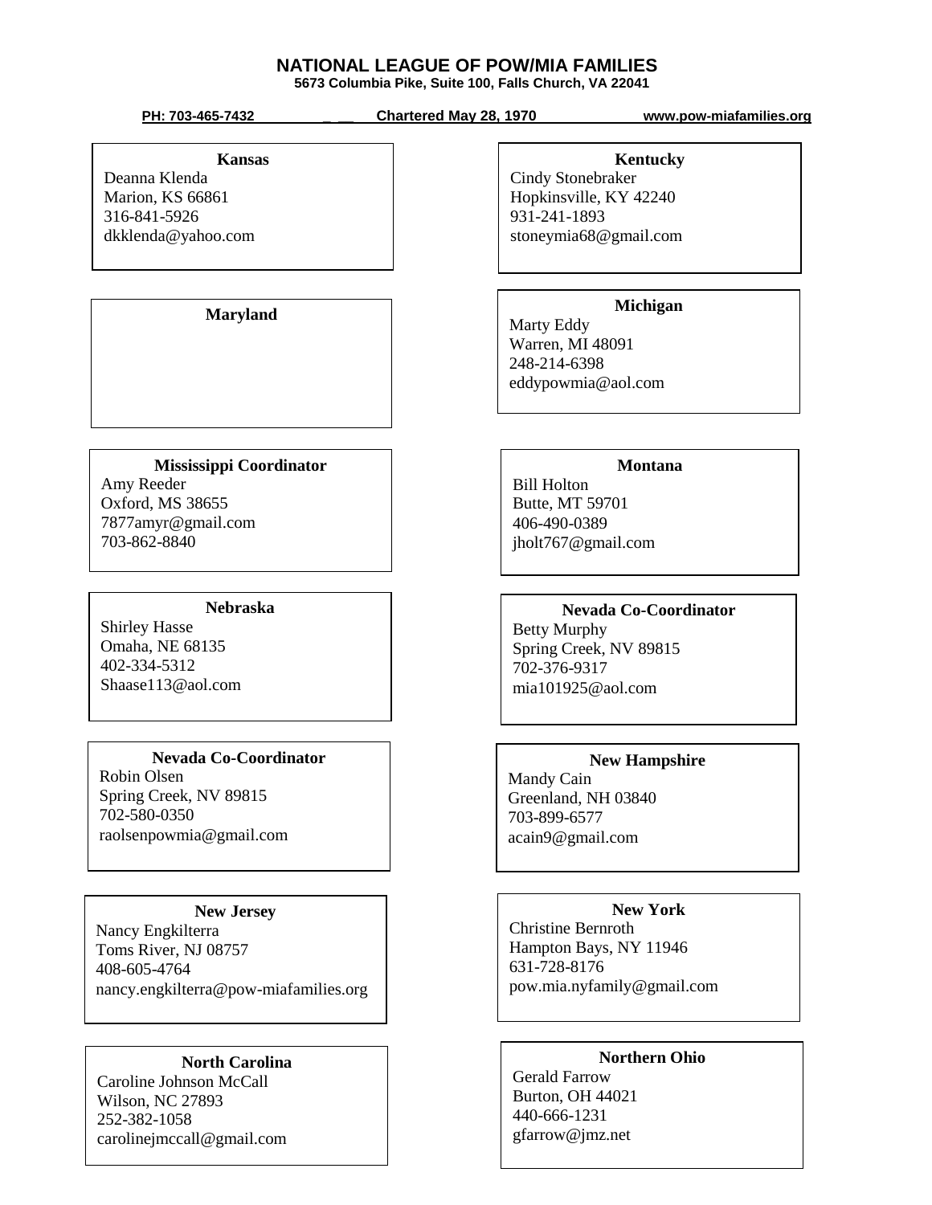# NATIONAL LEAGUE OF POW/MIA FAMILIES

5673 Columbia Pike, Suite 100, Falls Church, VA 22041

PH: 703-465-7432 _ __ Chartered May 28, 1970 www.pow-miafamilies.org

**Kansas**
Deanna Klenda
Marion, KS 66861
316-841-5926
dkklenda@yahoo.com

**Kentucky**
Cindy Stonebraker
Hopkinsville, KY 42240
931-241-1893
stoneymia68@gmail.com

**Maryland**

**Michigan**
Marty Eddy
Warren, MI 48091
248-214-6398
eddypowmia@aol.com

**Mississippi Coordinator**
Amy Reeder
Oxford, MS 38655
7877amyr@gmail.com
703-862-8840

**Montana**
Bill Holton
Butte, MT 59701
406-490-0389
jholt767@gmail.com

**Nebraska**
Shirley Hasse
Omaha, NE 68135
402-334-5312
Shaase113@aol.com

**Nevada Co-Coordinator**
Betty Murphy
Spring Creek, NV 89815
702-376-9317
mia101925@aol.com

**Nevada Co-Coordinator**
Robin Olsen
Spring Creek, NV 89815
702-580-0350
raolsenpowmia@gmail.com

**New Hampshire**
Mandy Cain
Greenland, NH 03840
703-899-6577
acain9@gmail.com

**New Jersey**
Nancy Engkilterra
Toms River, NJ 08757
408-605-4764
nancy.engkilterra@pow-miafamilies.org

**New York**
Christine Bernroth
Hampton Bays, NY 11946
631-728-8176
pow.mia.nyfamily@gmail.com

**North Carolina**
Caroline Johnson McCall
Wilson, NC 27893
252-382-1058
carolinejmccall@gmail.com

**Northern Ohio**
Gerald Farrow
Burton, OH 44021
440-666-1231
gfarrow@jmz.net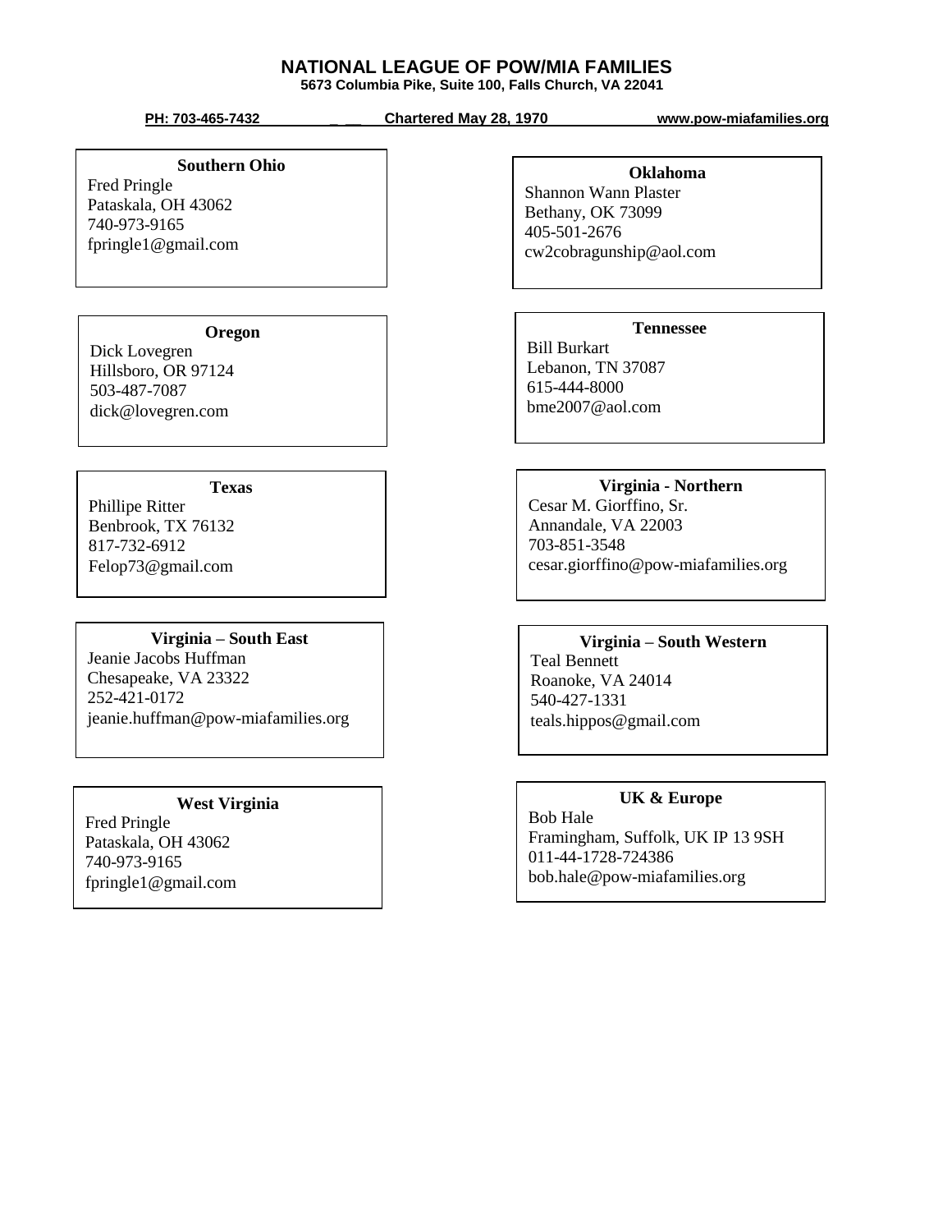# NATIONAL LEAGUE OF POW/MIA FAMILIES

**5673 Columbia Pike, Suite 100, Falls Church, VA 22041**

**PH: 703-465-7432** **Chartered May 28, 1970** **www.pow-miafamilies.org**

**Southern Ohio**
Fred Pringle
Pataskala, OH 43062
740-973-9165
fpringle1@gmail.com

**Oregon**
Dick Lovegren
Hillsboro, OR 97124
503-487-7087
dick@lovegren.com

**Texas**
Phillipe Ritter
Benbrook, TX 76132
817-732-6912
Felop73@gmail.com

**Virginia – South East**
Jeanie Jacobs Huffman
Chesapeake, VA 23322
252-421-0172
jeanie.huffman@pow-miafamilies.org

**West Virginia**
Fred Pringle
Pataskala, OH 43062
740-973-9165
fpringle1@gmail.com

**Oklahoma**
Shannon Wann Plaster
Bethany, OK 73099
405-501-2676
cw2cobragunship@aol.com

**Tennessee**
Bill Burkart
Lebanon, TN 37087
615-444-8000
bme2007@aol.com

**Virginia - Northern**
Cesar M. Giorffino, Sr.
Annandale, VA 22003
703-851-3548
cesar.giorffino@pow-miafamilies.org

**Virginia – South Western**
Teal Bennett
Roanoke, VA 24014
540-427-1331
teals.hippos@gmail.com

**UK & Europe**
Bob Hale
Framingham, Suffolk, UK IP 13 9SH
011-44-1728-724386
bob.hale@pow-miafamilies.org